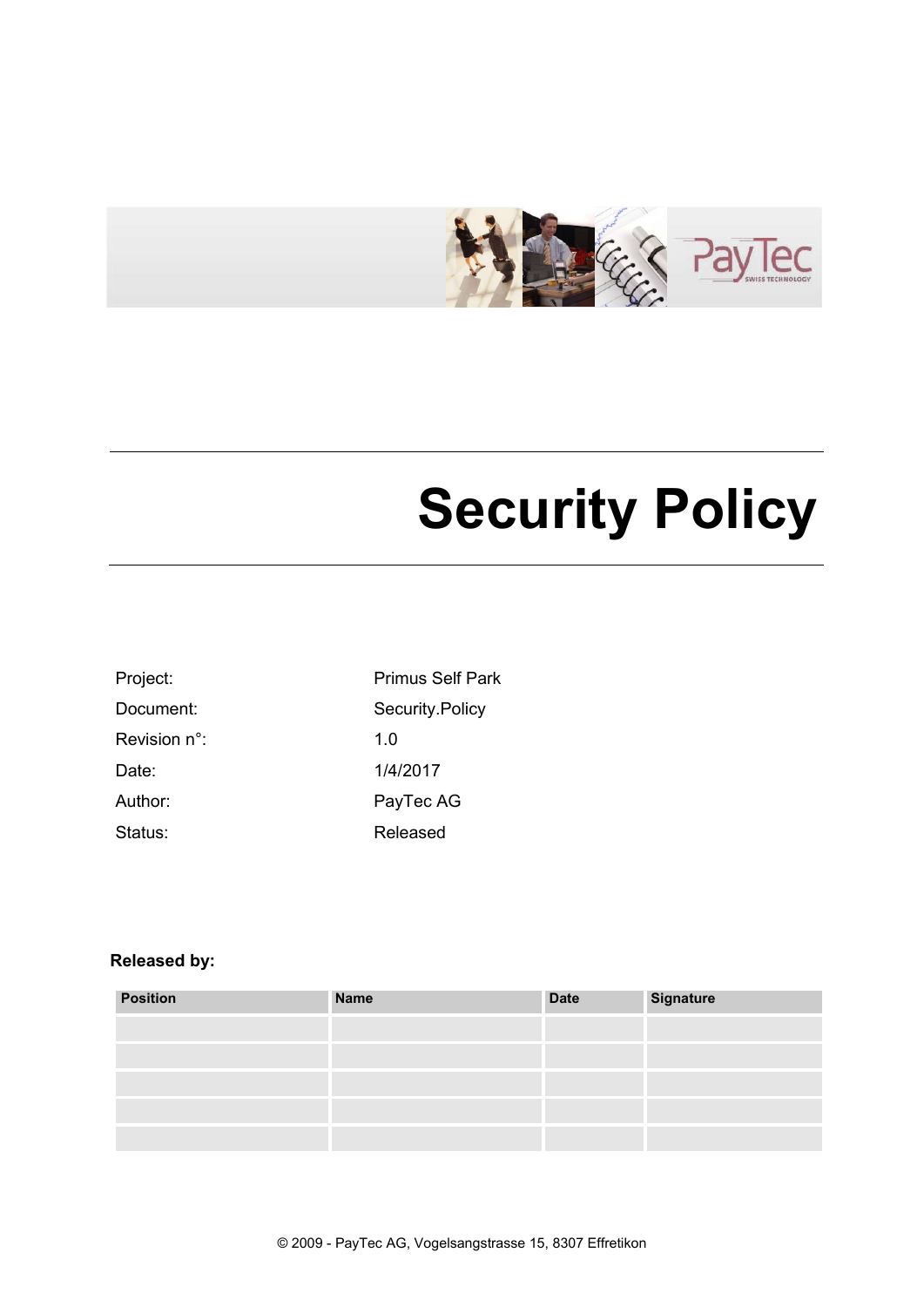# Security Policy

| | |
|---|---|
| Project: | Primus Self Park |
| Document: | Security.Policy |
| Revision n°: | 1.0 |
| Date: | 1/4/2017 |
| Author: | PayTec AG |
| Status: | Released |

**Released by:**

| Position | Name | Date | Signature |
|---|---|---|---|
| | | | |
| | | | |
| | | | |
| | | | |
| | | | |

© 2009 - PayTec AG, Vogelsangstrasse 15, 8307 Effretikon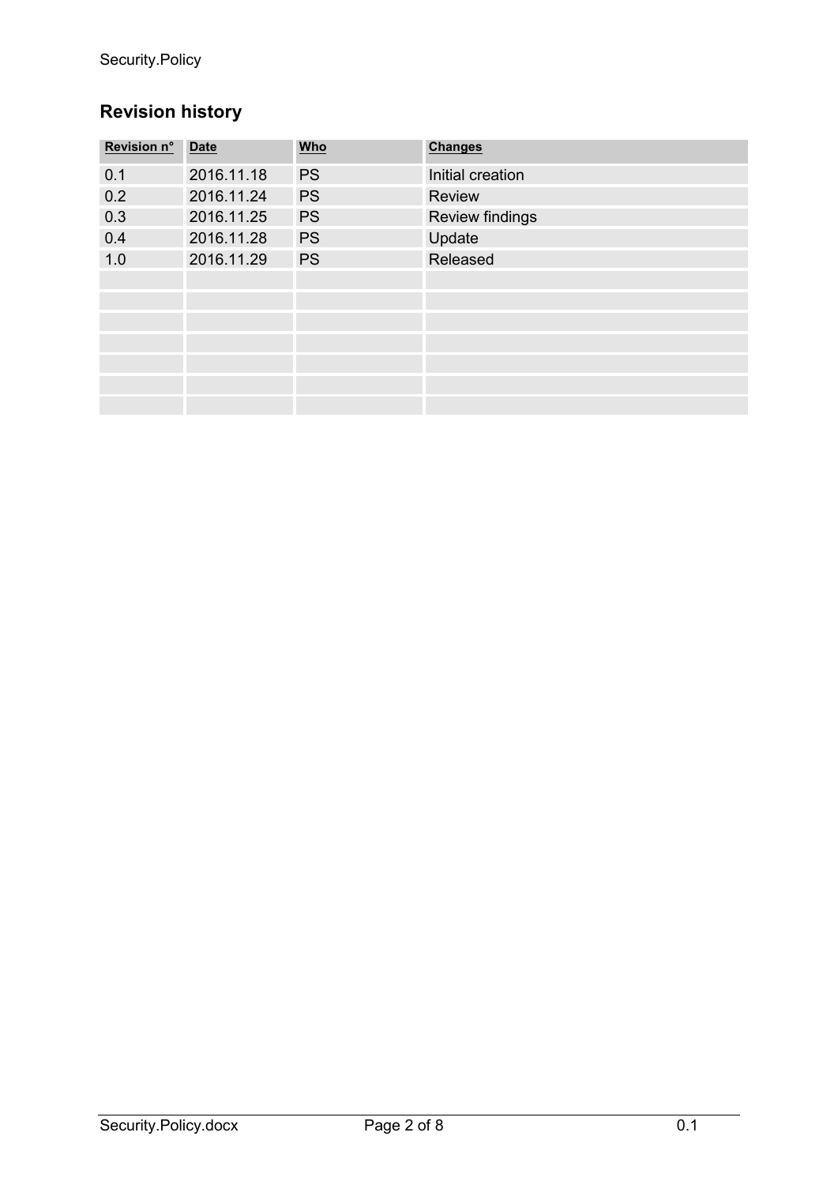## Revision history

| Revision n° | Date | Who | Changes |
|---|---|---|---|
| 0.1 | 2016.11.18 | PS | Initial creation |
| 0.2 | 2016.11.24 | PS | Review |
| 0.3 | 2016.11.25 | PS | Review findings |
| 0.4 | 2016.11.28 | PS | Update |
| 1.0 | 2016.11.29 | PS | Released |
| | | | |
| | | | |
| | | | |
| | | | |
| | | | |
| | | | |
| | | | |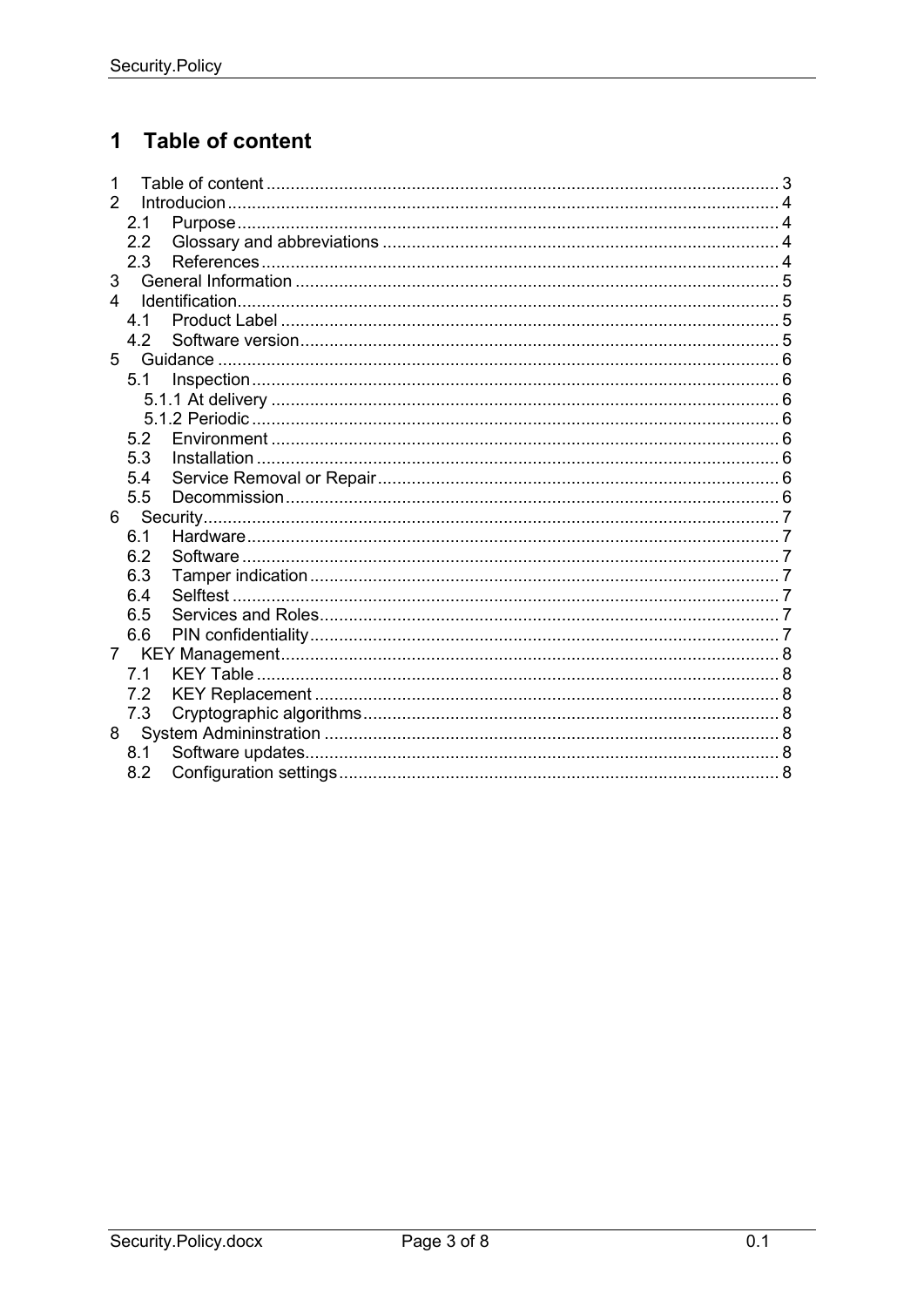# 1 Table of content

1 Table of content ... 3
2 Introducion ... 4
  2.1 Purpose ... 4
  2.2 Glossary and abbreviations ... 4
  2.3 References ... 4
3 General Information ... 5
4 Identification ... 5
  4.1 Product Label ... 5
  4.2 Software version ... 5
5 Guidance ... 6
  5.1 Inspection ... 6
    5.1.1 At delivery ... 6
    5.1.2 Periodic ... 6
  5.2 Environment ... 6
  5.3 Installation ... 6
  5.4 Service Removal or Repair ... 6
  5.5 Decommission ... 6
6 Security ... 7
  6.1 Hardware ... 7
  6.2 Software ... 7
  6.3 Tamper indication ... 7
  6.4 Selftest ... 7
  6.5 Services and Roles ... 7
  6.6 PIN confidentiality ... 7
7 KEY Management ... 8
  7.1 KEY Table ... 8
  7.2 KEY Replacement ... 8
  7.3 Cryptographic algorithms ... 8
8 System Admininstration ... 8
  8.1 Software updates ... 8
  8.2 Configuration settings ... 8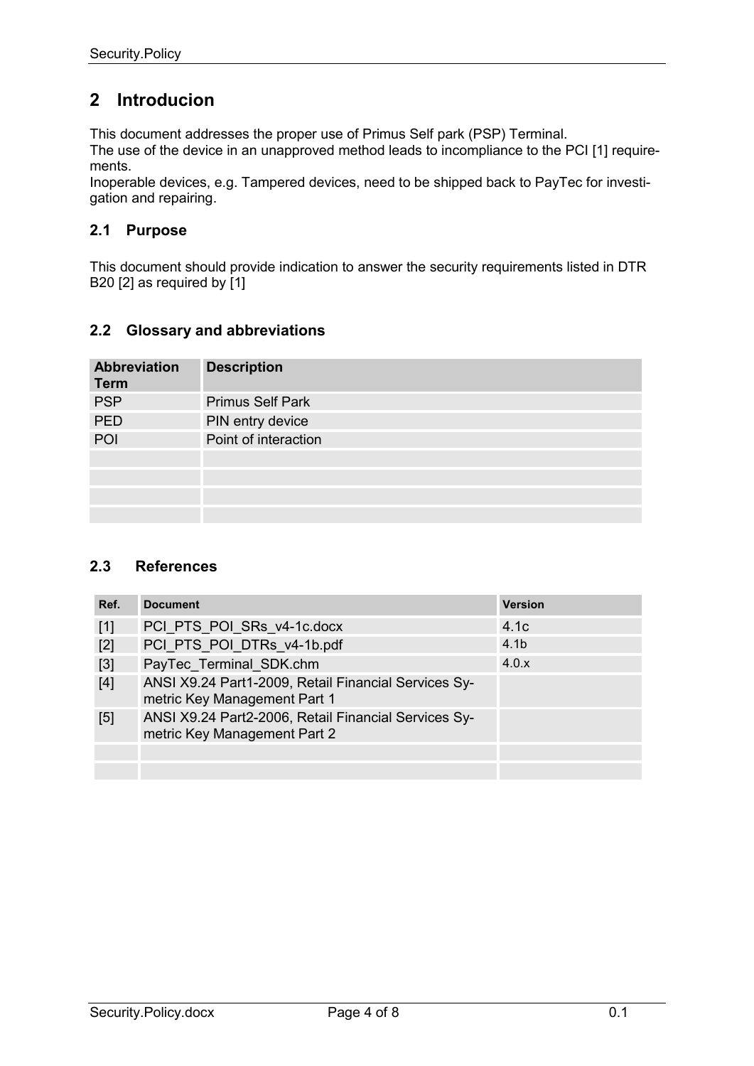## 2 Introducion

This document addresses the proper use of Primus Self park (PSP) Terminal.
The use of the device in an unapproved method leads to incompliance to the PCI [1] requirements.
Inoperable devices, e.g. Tampered devices, need to be shipped back to PayTec for investigation and repairing.

### 2.1 Purpose

This document should provide indication to answer the security requirements listed in DTR B20 [2] as required by [1]

### 2.2 Glossary and abbreviations

| Abbreviation Term | Description |
|---|---|
| PSP | Primus Self Park |
| PED | PIN entry device |
| POI | Point of interaction |
| | |
| | |
| | |
| | |

### 2.3 References

| Ref. | Document | Version |
|---|---|---|
| [1] | PCI_PTS_POI_SRs_v4-1c.docx | 4.1c |
| [2] | PCI_PTS_POI_DTRs_v4-1b.pdf | 4.1b |
| [3] | PayTec_Terminal_SDK.chm | 4.0.x |
| [4] | ANSI X9.24 Part1-2009, Retail Financial Services Symetric Key Management Part 1 | |
| [5] | ANSI X9.24 Part2-2006, Retail Financial Services Symetric Key Management Part 2 | |
| | | |
| | | |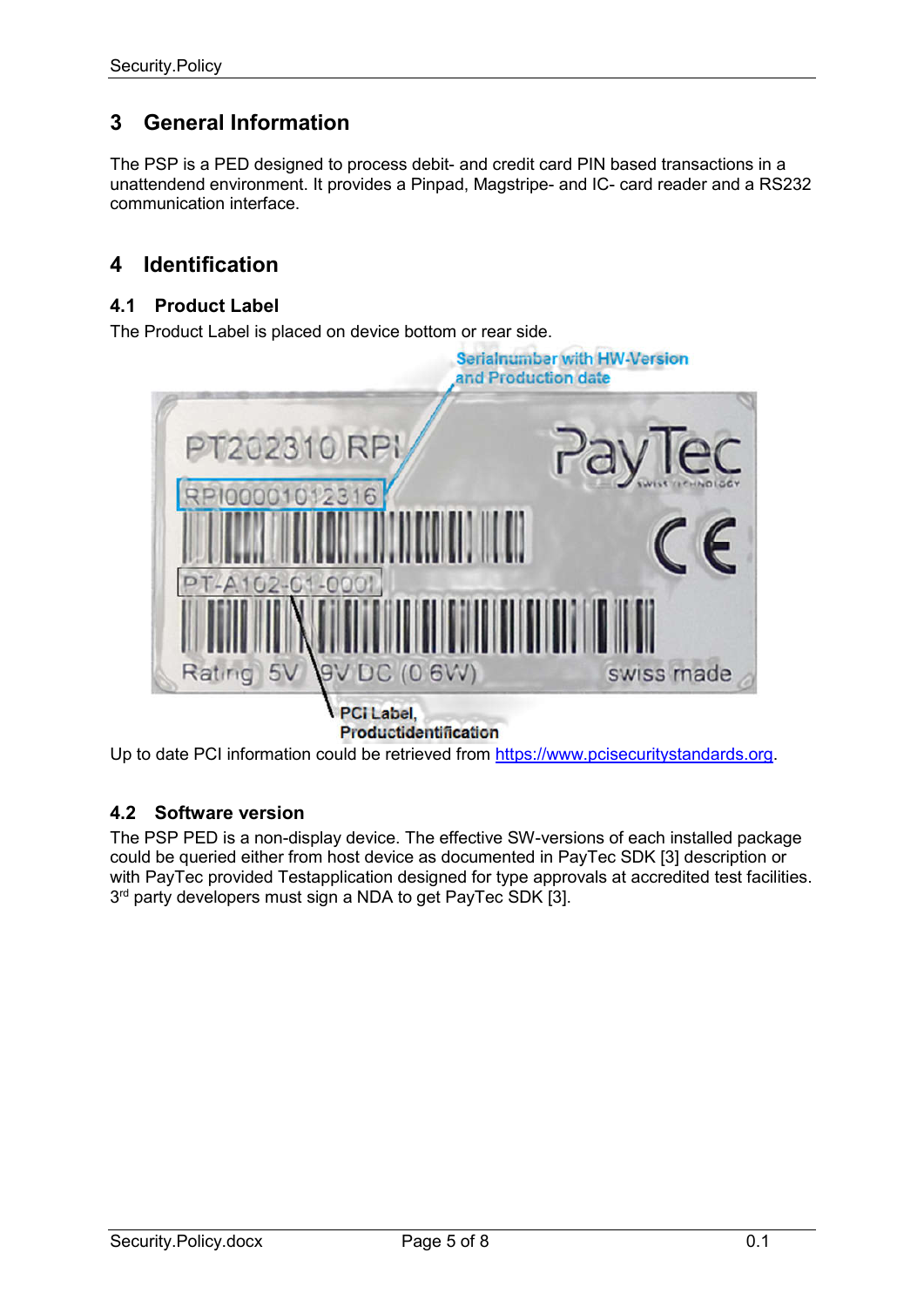## 3 General Information

The PSP is a PED designed to process debit- and credit card PIN based transactions in a unattendend environment. It provides a Pinpad, Magstripe- and IC- card reader and a RS232 communication interface.

## 4 Identification

### 4.1 Product Label

The Product Label is placed on device bottom or rear side.

Serialnumber with HW-Version and Production date

PT202310 RPI

RPI00001012316

PT-A102-01-0001

Rating 5V 9V DC (0.6W)

PayTec

swiss made

PCI Label, Productidentification

Up to date PCI information could be retrieved from https://www.pcisecuritystandards.org.

### 4.2 Software version

The PSP PED is a non-display device. The effective SW-versions of each installed package could be queried either from host device as documented in PayTec SDK [3] description or with PayTec provided Testapplication designed for type approvals at accredited test facilities. 3rd party developers must sign a NDA to get PayTec SDK [3].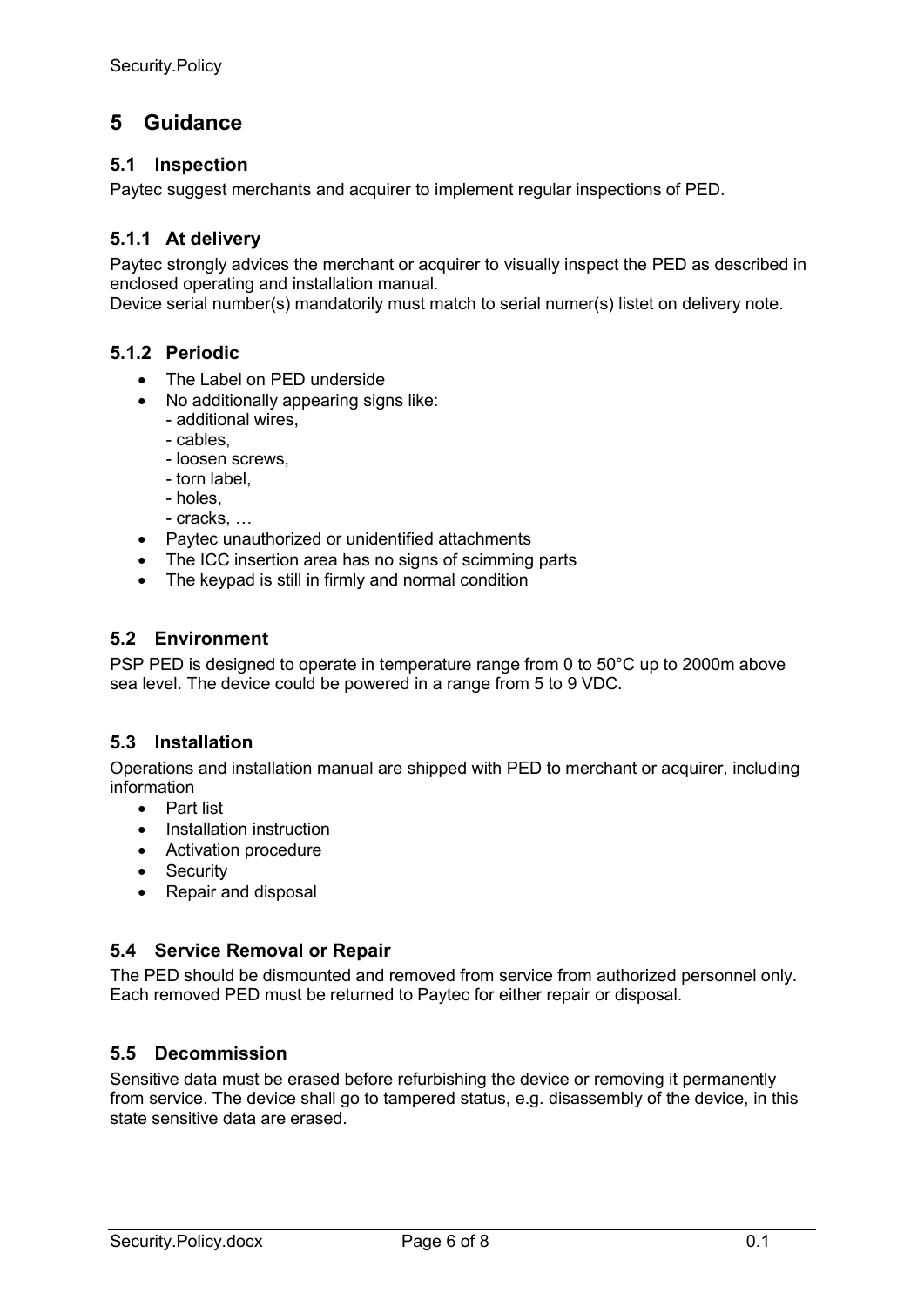# 5 Guidance

## 5.1 Inspection

Paytec suggest merchants and acquirer to implement regular inspections of PED.

### 5.1.1 At delivery

Paytec strongly advices the merchant or acquirer to visually inspect the PED as described in enclosed operating and installation manual.
Device serial number(s) mandatorily must match to serial numer(s) listet on delivery note.

### 5.1.2 Periodic

- The Label on PED underside
- No additionally appearing signs like:
  - additional wires,
  - cables,
  - loosen screws,
  - torn label,
  - holes,
  - cracks, …
- Paytec unauthorized or unidentified attachments
- The ICC insertion area has no signs of scimming parts
- The keypad is still in firmly and normal condition

## 5.2 Environment

PSP PED is designed to operate in temperature range from 0 to 50°C up to 2000m above sea level. The device could be powered in a range from 5 to 9 VDC.

## 5.3 Installation

Operations and installation manual are shipped with PED to merchant or acquirer, including information

- Part list
- Installation instruction
- Activation procedure
- Security
- Repair and disposal

## 5.4 Service Removal or Repair

The PED should be dismounted and removed from service from authorized personnel only. Each removed PED must be returned to Paytec for either repair or disposal.

## 5.5 Decommission

Sensitive data must be erased before refurbishing the device or removing it permanently from service. The device shall go to tampered status, e.g. disassembly of the device, in this state sensitive data are erased.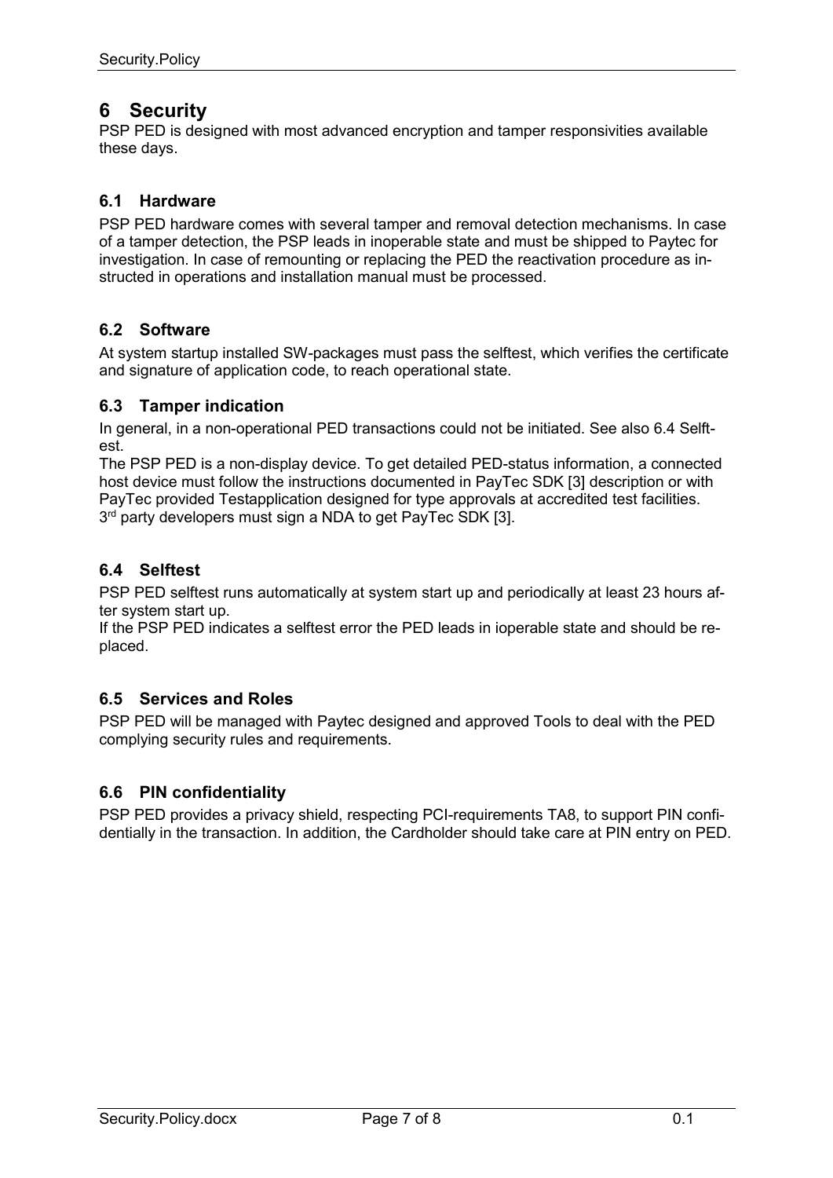# 6 Security

PSP PED is designed with most advanced encryption and tamper responsivities available these days.

## 6.1 Hardware

PSP PED hardware comes with several tamper and removal detection mechanisms. In case of a tamper detection, the PSP leads in inoperable state and must be shipped to Paytec for investigation. In case of remounting or replacing the PED the reactivation procedure as instructed in operations and installation manual must be processed.

## 6.2 Software

At system startup installed SW-packages must pass the selftest, which verifies the certificate and signature of application code, to reach operational state.

## 6.3 Tamper indication

In general, in a non-operational PED transactions could not be initiated. See also 6.4 Selftest.

The PSP PED is a non-display device. To get detailed PED-status information, a connected host device must follow the instructions documented in PayTec SDK [3] description or with PayTec provided Testapplication designed for type approvals at accredited test facilities.

3rd party developers must sign a NDA to get PayTec SDK [3].

## 6.4 Selftest

PSP PED selftest runs automatically at system start up and periodically at least 23 hours after system start up.

If the PSP PED indicates a selftest error the PED leads in ioperable state and should be replaced.

## 6.5 Services and Roles

PSP PED will be managed with Paytec designed and approved Tools to deal with the PED complying security rules and requirements.

## 6.6 PIN confidentiality

PSP PED provides a privacy shield, respecting PCI-requirements TA8, to support PIN confidentially in the transaction. In addition, the Cardholder should take care at PIN entry on PED.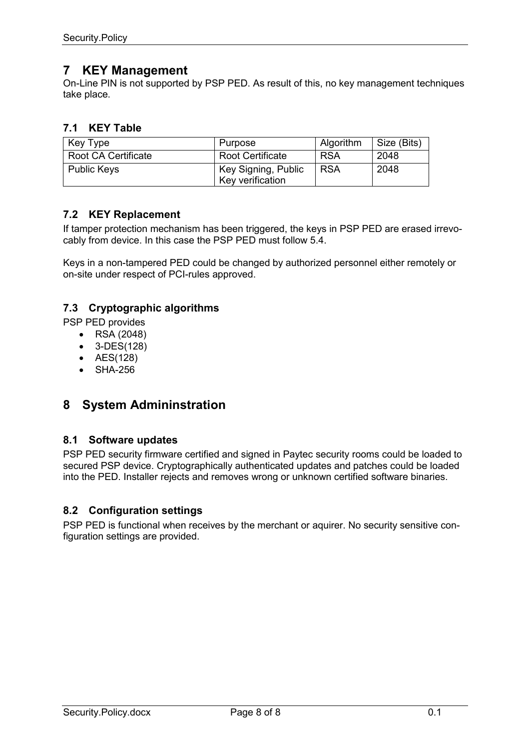# 7 KEY Management

On-Line PIN is not supported by PSP PED. As result of this, no key management techniques take place.

## 7.1 KEY Table

| Key Type | Purpose | Algorithm | Size (Bits) |
|---|---|---|---|
| Root CA Certificate | Root Certificate | RSA | 2048 |
| Public Keys | Key Signing, Public Key verification | RSA | 2048 |

## 7.2 KEY Replacement

If tamper protection mechanism has been triggered, the keys in PSP PED are erased irrevocably from device. In this case the PSP PED must follow 5.4.

Keys in a non-tampered PED could be changed by authorized personnel either remotely or on-site under respect of PCI-rules approved.

## 7.3 Cryptographic algorithms

PSP PED provides

- RSA (2048)
- 3-DES(128)
- AES(128)
- SHA-256

# 8 System Admininstration

## 8.1 Software updates

PSP PED security firmware certified and signed in Paytec security rooms could be loaded to secured PSP device. Cryptographically authenticated updates and patches could be loaded into the PED. Installer rejects and removes wrong or unknown certified software binaries.

## 8.2 Configuration settings

PSP PED is functional when receives by the merchant or aquirer. No security sensitive configuration settings are provided.